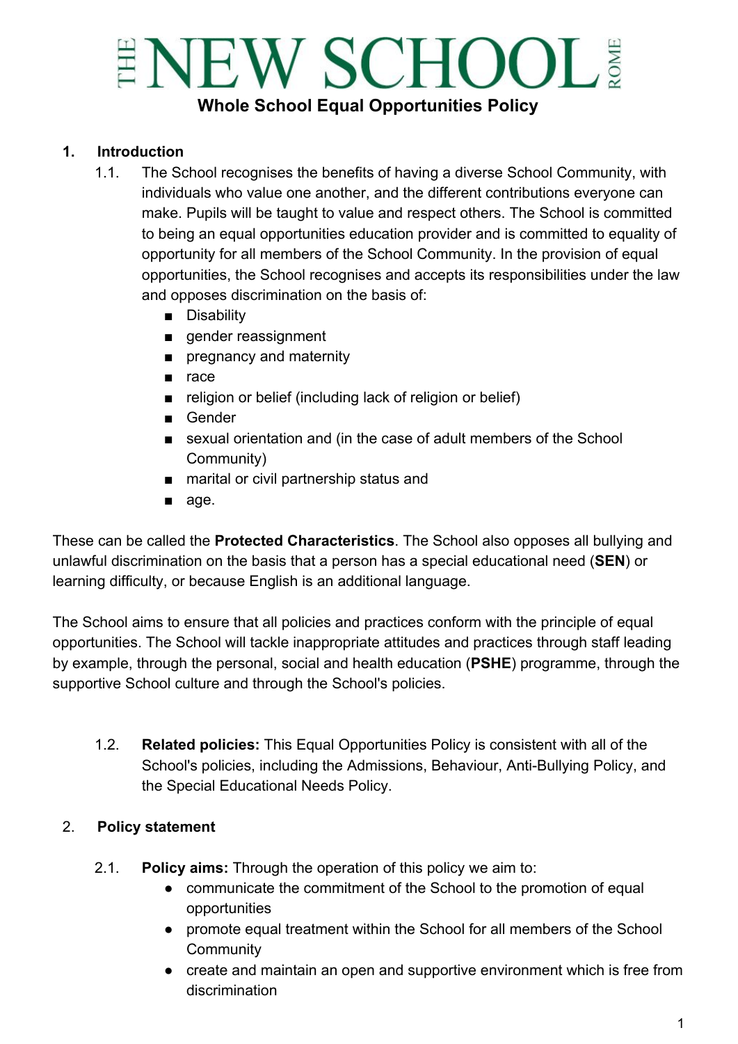# THE NEW SCHOOL ROME

## Whole School Equal Opportunities Policy

1. **Introduction**
   1.1. The School recognises the benefits of having a diverse School Community, with individuals who value one another, and the different contributions everyone can make. Pupils will be taught to value and respect others. The School is committed to being an equal opportunities education provider and is committed to equality of opportunity for all members of the School Community. In the provision of equal opportunities, the School recognises and accepts its responsibilities under the law and opposes discrimination on the basis of:
   - Disability
   - gender reassignment
   - pregnancy and maternity
   - race
   - religion or belief (including lack of religion or belief)
   - Gender
   - sexual orientation and (in the case of adult members of the School Community)
   - marital or civil partnership status and
   - age.

These can be called the **Protected Characteristics**. The School also opposes all bullying and unlawful discrimination on the basis that a person has a special educational need (**SEN**) or learning difficulty, or because English is an additional language.

The School aims to ensure that all policies and practices conform with the principle of equal opportunities. The School will tackle inappropriate attitudes and practices through staff leading by example, through the personal, social and health education (**PSHE**) programme, through the supportive School culture and through the School's policies.

   1.2. **Related policies:** This Equal Opportunities Policy is consistent with all of the School's policies, including the Admissions, Behaviour, Anti-Bullying Policy, and the Special Educational Needs Policy.

2. **Policy statement**

   2.1. **Policy aims:** Through the operation of this policy we aim to:
   - communicate the commitment of the School to the promotion of equal opportunities
   - promote equal treatment within the School for all members of the School Community
   - create and maintain an open and supportive environment which is free from discrimination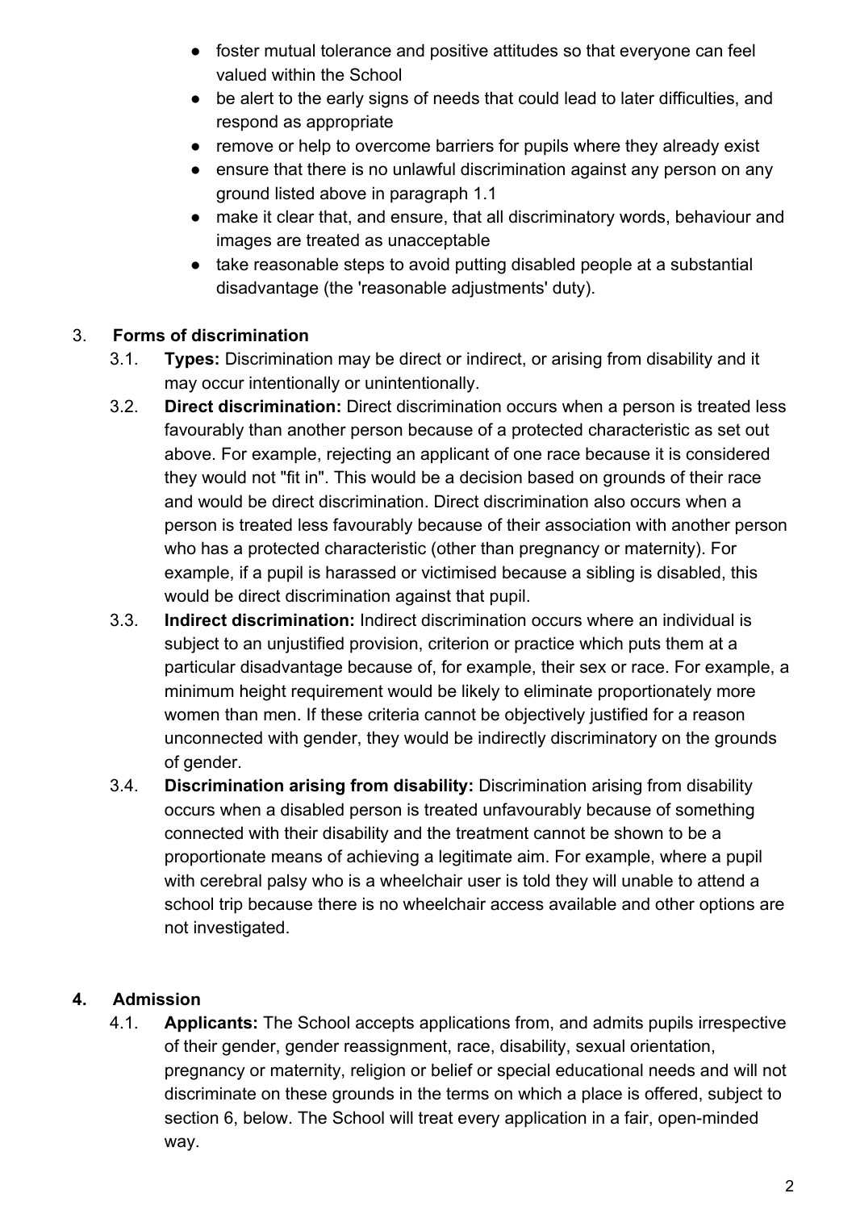- foster mutual tolerance and positive attitudes so that everyone can feel valued within the School
- be alert to the early signs of needs that could lead to later difficulties, and respond as appropriate
- remove or help to overcome barriers for pupils where they already exist
- ensure that there is no unlawful discrimination against any person on any ground listed above in paragraph 1.1
- make it clear that, and ensure, that all discriminatory words, behaviour and images are treated as unacceptable
- take reasonable steps to avoid putting disabled people at a substantial disadvantage (the 'reasonable adjustments' duty).

3. **Forms of discrimination**

   3.1. **Types:** Discrimination may be direct or indirect, or arising from disability and it may occur intentionally or unintentionally.

   3.2. **Direct discrimination:** Direct discrimination occurs when a person is treated less favourably than another person because of a protected characteristic as set out above. For example, rejecting an applicant of one race because it is considered they would not "fit in". This would be a decision based on grounds of their race and would be direct discrimination. Direct discrimination also occurs when a person is treated less favourably because of their association with another person who has a protected characteristic (other than pregnancy or maternity). For example, if a pupil is harassed or victimised because a sibling is disabled, this would be direct discrimination against that pupil.

   3.3. **Indirect discrimination:** Indirect discrimination occurs where an individual is subject to an unjustified provision, criterion or practice which puts them at a particular disadvantage because of, for example, their sex or race. For example, a minimum height requirement would be likely to eliminate proportionately more women than men. If these criteria cannot be objectively justified for a reason unconnected with gender, they would be indirectly discriminatory on the grounds of gender.

   3.4. **Discrimination arising from disability:** Discrimination arising from disability occurs when a disabled person is treated unfavourably because of something connected with their disability and the treatment cannot be shown to be a proportionate means of achieving a legitimate aim. For example, where a pupil with cerebral palsy who is a wheelchair user is told they will unable to attend a school trip because there is no wheelchair access available and other options are not investigated.

4. **Admission**

   4.1. **Applicants:** The School accepts applications from, and admits pupils irrespective of their gender, gender reassignment, race, disability, sexual orientation, pregnancy or maternity, religion or belief or special educational needs and will not discriminate on these grounds in the terms on which a place is offered, subject to section 6, below. The School will treat every application in a fair, open-minded way.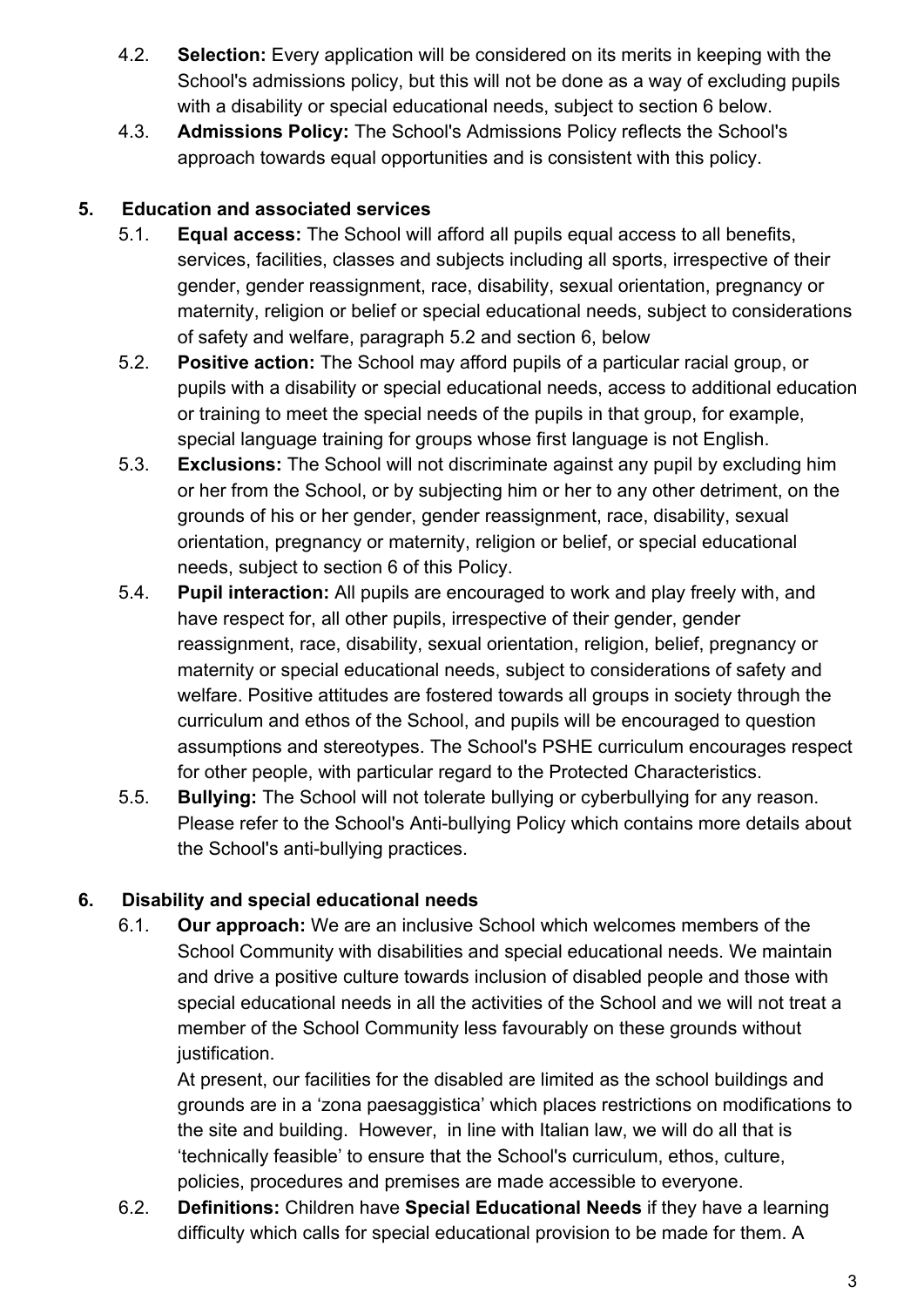4.2. **Selection:** Every application will be considered on its merits in keeping with the School's admissions policy, but this will not be done as a way of excluding pupils with a disability or special educational needs, subject to section 6 below.

4.3. **Admissions Policy:** The School's Admissions Policy reflects the School's approach towards equal opportunities and is consistent with this policy.

## 5. Education and associated services

5.1. **Equal access:** The School will afford all pupils equal access to all benefits, services, facilities, classes and subjects including all sports, irrespective of their gender, gender reassignment, race, disability, sexual orientation, pregnancy or maternity, religion or belief or special educational needs, subject to considerations of safety and welfare, paragraph 5.2 and section 6, below

5.2. **Positive action:** The School may afford pupils of a particular racial group, or pupils with a disability or special educational needs, access to additional education or training to meet the special needs of the pupils in that group, for example, special language training for groups whose first language is not English.

5.3. **Exclusions:** The School will not discriminate against any pupil by excluding him or her from the School, or by subjecting him or her to any other detriment, on the grounds of his or her gender, gender reassignment, race, disability, sexual orientation, pregnancy or maternity, religion or belief, or special educational needs, subject to section 6 of this Policy.

5.4. **Pupil interaction:** All pupils are encouraged to work and play freely with, and have respect for, all other pupils, irrespective of their gender, gender reassignment, race, disability, sexual orientation, religion, belief, pregnancy or maternity or special educational needs, subject to considerations of safety and welfare. Positive attitudes are fostered towards all groups in society through the curriculum and ethos of the School, and pupils will be encouraged to question assumptions and stereotypes. The School's PSHE curriculum encourages respect for other people, with particular regard to the Protected Characteristics.

5.5. **Bullying:** The School will not tolerate bullying or cyberbullying for any reason. Please refer to the School's Anti-bullying Policy which contains more details about the School's anti-bullying practices.

## 6. Disability and special educational needs

6.1. **Our approach:** We are an inclusive School which welcomes members of the School Community with disabilities and special educational needs. We maintain and drive a positive culture towards inclusion of disabled people and those with special educational needs in all the activities of the School and we will not treat a member of the School Community less favourably on these grounds without justification.

At present, our facilities for the disabled are limited as the school buildings and grounds are in a 'zona paesaggistica' which places restrictions on modifications to the site and building. However, in line with Italian law, we will do all that is 'technically feasible' to ensure that the School's curriculum, ethos, culture, policies, procedures and premises are made accessible to everyone.

6.2. **Definitions:** Children have **Special Educational Needs** if they have a learning difficulty which calls for special educational provision to be made for them. A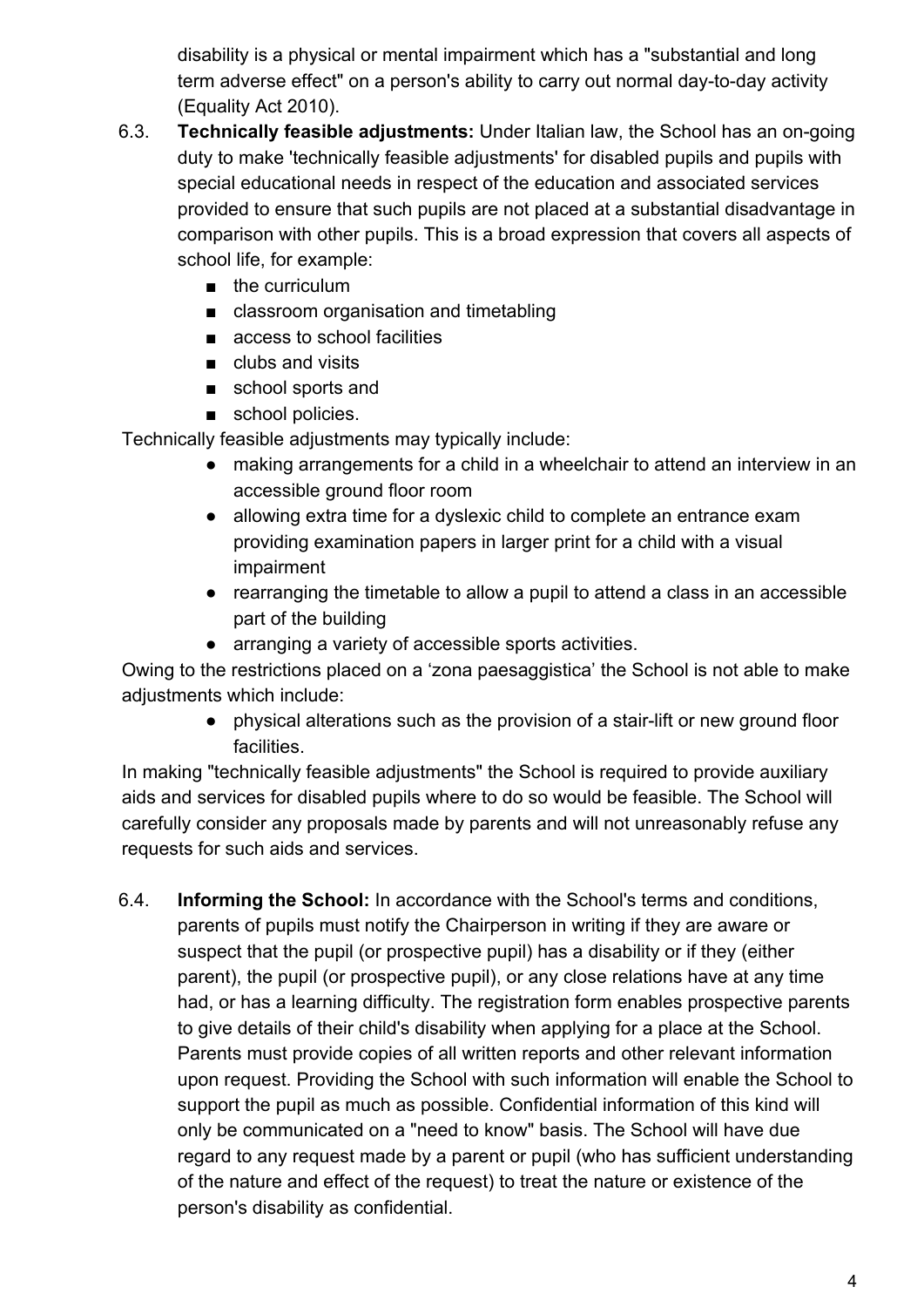disability is a physical or mental impairment which has a "substantial and long term adverse effect" on a person's ability to carry out normal day-to-day activity (Equality Act 2010).

6.3. **Technically feasible adjustments:** Under Italian law, the School has an on-going duty to make 'technically feasible adjustments' for disabled pupils and pupils with special educational needs in respect of the education and associated services provided to ensure that such pupils are not placed at a substantial disadvantage in comparison with other pupils. This is a broad expression that covers all aspects of school life, for example:

- the curriculum
- classroom organisation and timetabling
- access to school facilities
- clubs and visits
- school sports and
- school policies.

Technically feasible adjustments may typically include:

- making arrangements for a child in a wheelchair to attend an interview in an accessible ground floor room
- allowing extra time for a dyslexic child to complete an entrance exam providing examination papers in larger print for a child with a visual impairment
- rearranging the timetable to allow a pupil to attend a class in an accessible part of the building
- arranging a variety of accessible sports activities.

Owing to the restrictions placed on a 'zona paesaggistica' the School is not able to make adjustments which include:

- physical alterations such as the provision of a stair-lift or new ground floor facilities.

In making "technically feasible adjustments" the School is required to provide auxiliary aids and services for disabled pupils where to do so would be feasible. The School will carefully consider any proposals made by parents and will not unreasonably refuse any requests for such aids and services.

6.4. **Informing the School:** In accordance with the School's terms and conditions, parents of pupils must notify the Chairperson in writing if they are aware or suspect that the pupil (or prospective pupil) has a disability or if they (either parent), the pupil (or prospective pupil), or any close relations have at any time had, or has a learning difficulty. The registration form enables prospective parents to give details of their child's disability when applying for a place at the School. Parents must provide copies of all written reports and other relevant information upon request. Providing the School with such information will enable the School to support the pupil as much as possible. Confidential information of this kind will only be communicated on a "need to know" basis. The School will have due regard to any request made by a parent or pupil (who has sufficient understanding of the nature and effect of the request) to treat the nature or existence of the person's disability as confidential.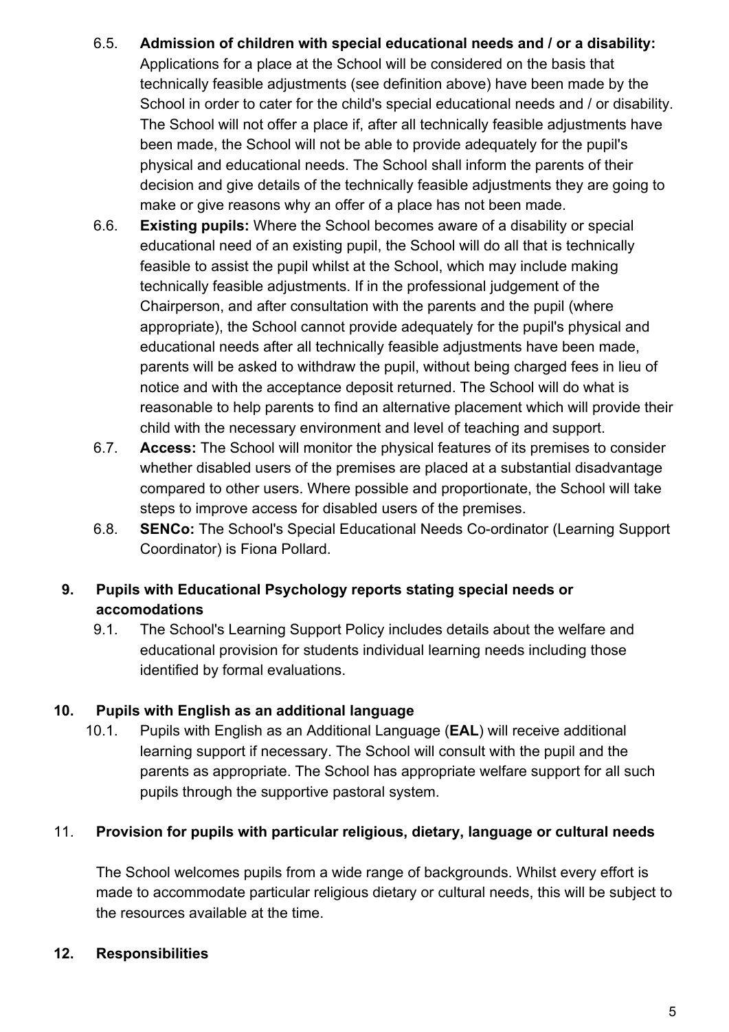6.5. **Admission of children with special educational needs and / or a disability:** Applications for a place at the School will be considered on the basis that technically feasible adjustments (see definition above) have been made by the School in order to cater for the child's special educational needs and / or disability. The School will not offer a place if, after all technically feasible adjustments have been made, the School will not be able to provide adequately for the pupil's physical and educational needs. The School shall inform the parents of their decision and give details of the technically feasible adjustments they are going to make or give reasons why an offer of a place has not been made.

6.6. **Existing pupils:** Where the School becomes aware of a disability or special educational need of an existing pupil, the School will do all that is technically feasible to assist the pupil whilst at the School, which may include making technically feasible adjustments. If in the professional judgement of the Chairperson, and after consultation with the parents and the pupil (where appropriate), the School cannot provide adequately for the pupil's physical and educational needs after all technically feasible adjustments have been made, parents will be asked to withdraw the pupil, without being charged fees in lieu of notice and with the acceptance deposit returned. The School will do what is reasonable to help parents to find an alternative placement which will provide their child with the necessary environment and level of teaching and support.

6.7. **Access:** The School will monitor the physical features of its premises to consider whether disabled users of the premises are placed at a substantial disadvantage compared to other users. Where possible and proportionate, the School will take steps to improve access for disabled users of the premises.

6.8. **SENCo:** The School's Special Educational Needs Co-ordinator (Learning Support Coordinator) is Fiona Pollard.

## 9. Pupils with Educational Psychology reports stating special needs or accomodations

9.1. The School's Learning Support Policy includes details about the welfare and educational provision for students individual learning needs including those identified by formal evaluations.

## 10. Pupils with English as an additional language

10.1. Pupils with English as an Additional Language (**EAL**) will receive additional learning support if necessary. The School will consult with the pupil and the parents as appropriate. The School has appropriate welfare support for all such pupils through the supportive pastoral system.

## 11. Provision for pupils with particular religious, dietary, language or cultural needs

The School welcomes pupils from a wide range of backgrounds. Whilst every effort is made to accommodate particular religious dietary or cultural needs, this will be subject to the resources available at the time.

## 12. Responsibilities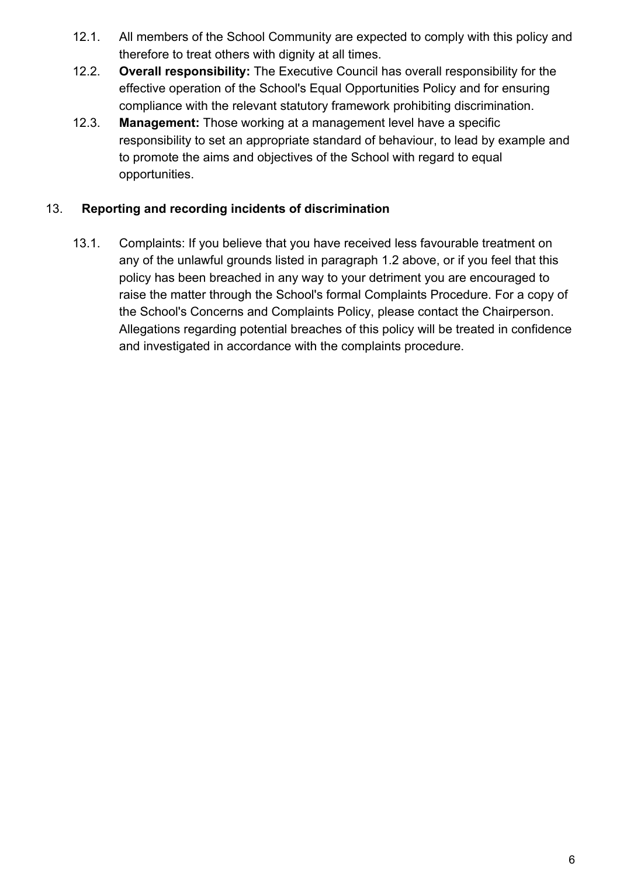12.1. All members of the School Community are expected to comply with this policy and therefore to treat others with dignity at all times.

12.2. **Overall responsibility:** The Executive Council has overall responsibility for the effective operation of the School's Equal Opportunities Policy and for ensuring compliance with the relevant statutory framework prohibiting discrimination.

12.3. **Management:** Those working at a management level have a specific responsibility to set an appropriate standard of behaviour, to lead by example and to promote the aims and objectives of the School with regard to equal opportunities.

## 13. Reporting and recording incidents of discrimination

13.1. Complaints: If you believe that you have received less favourable treatment on any of the unlawful grounds listed in paragraph 1.2 above, or if you feel that this policy has been breached in any way to your detriment you are encouraged to raise the matter through the School's formal Complaints Procedure. For a copy of the School's Concerns and Complaints Policy, please contact the Chairperson. Allegations regarding potential breaches of this policy will be treated in confidence and investigated in accordance with the complaints procedure.